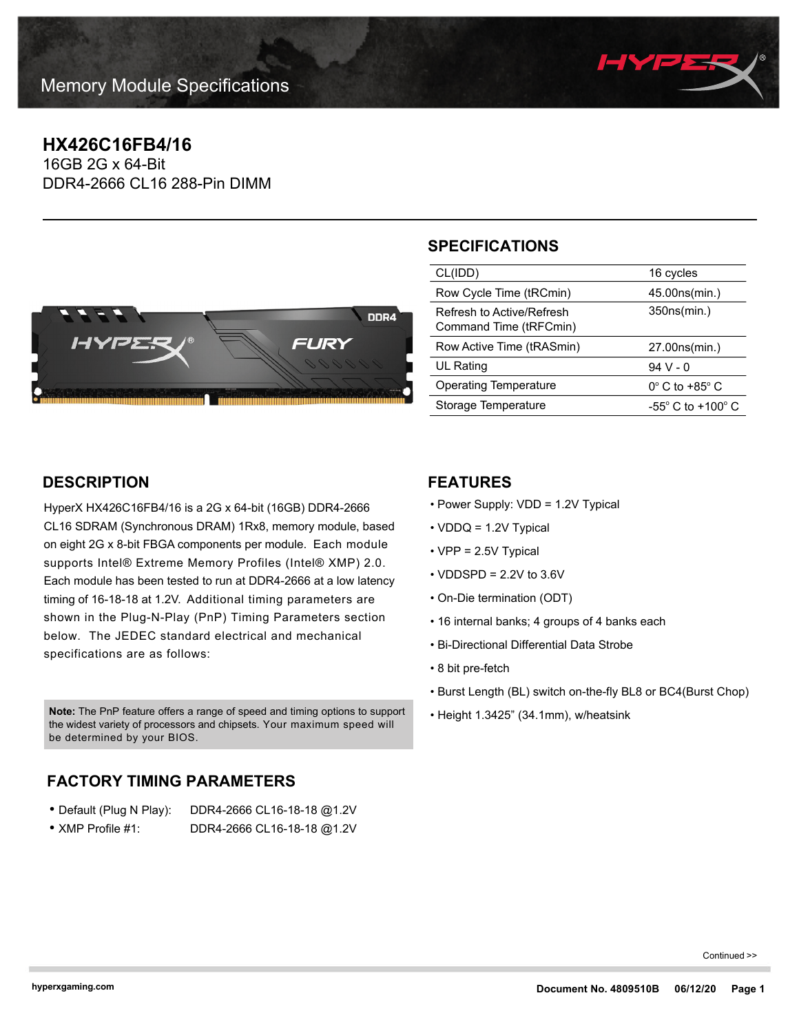Memory Module Specifications

# HX426C16FB4/16

16GB 2G x 64-Bit
DDR4-2666 CL16 288-Pin DIMM

## SPECIFICATIONS

| | |
|---|---|
| CL(IDD) | 16 cycles |
| Row Cycle Time (tRCmin) | 45.00ns(min.) |
| Refresh to Active/Refresh Command Time (tRFCmin) | 350ns(min.) |
| Row Active Time (tRASmin) | 27.00ns(min.) |
| UL Rating | 94 V - 0 |
| Operating Temperature | 0° C to +85° C |
| Storage Temperature | -55° C to +100° C |

## DESCRIPTION

HyperX HX426C16FB4/16 is a 2G x 64-bit (16GB) DDR4-2666 CL16 SDRAM (Synchronous DRAM) 1Rx8, memory module, based on eight 2G x 8-bit FBGA components per module. Each module supports Intel® Extreme Memory Profiles (Intel® XMP) 2.0. Each module has been tested to run at DDR4-2666 at a low latency timing of 16-18-18 at 1.2V. Additional timing parameters are shown in the Plug-N-Play (PnP) Timing Parameters section below. The JEDEC standard electrical and mechanical specifications are as follows:

**Note:** The PnP feature offers a range of speed and timing options to support the widest variety of processors and chipsets. Your maximum speed will be determined by your BIOS.

## FACTORY TIMING PARAMETERS

- Default (Plug N Play): DDR4-2666 CL16-18-18 @1.2V
- XMP Profile #1: DDR4-2666 CL16-18-18 @1.2V

## FEATURES

- Power Supply: VDD = 1.2V Typical
- VDDQ = 1.2V Typical
- VPP = 2.5V Typical
- VDDSPD = 2.2V to 3.6V
- On-Die termination (ODT)
- 16 internal banks; 4 groups of 4 banks each
- Bi-Directional Differential Data Strobe
- 8 bit pre-fetch
- Burst Length (BL) switch on-the-fly BL8 or BC4(Burst Chop)
- Height 1.3425" (34.1mm), w/heatsink

Continued >>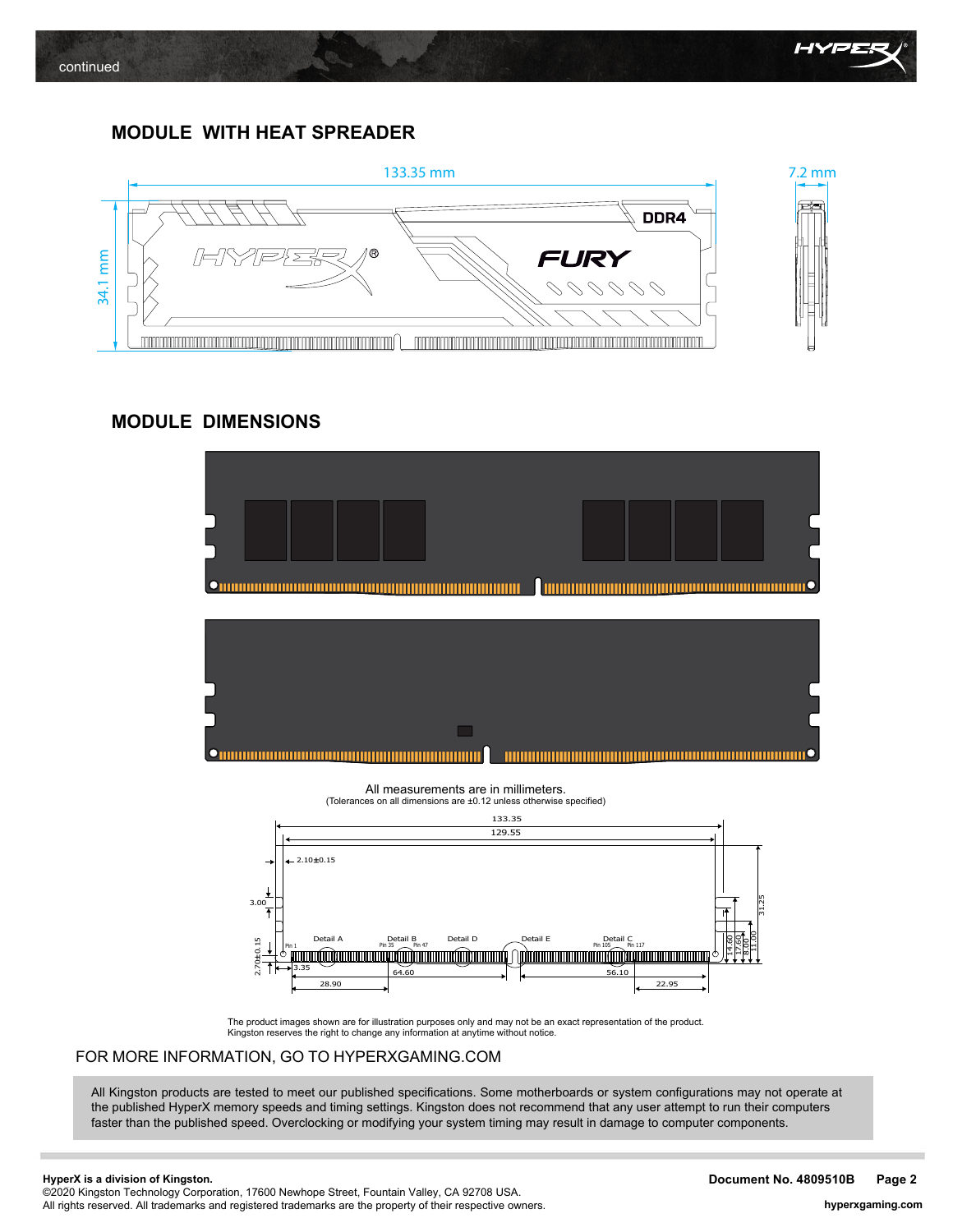## MODULE WITH HEAT SPREADER

133.35 mm

7.2 mm

34.1 mm

## MODULE DIMENSIONS

All measurements are in millimeters.
(Tolerances on all dimensions are ±0.12 unless otherwise specified)

133.35
129.55
2.10±0.15
3.00
2.70±0.15
3.35
28.90
64.60
56.10
22.95
31.25
14.60
17.60
8.00
11.00
Detail A
Detail B
Detail D
Detail E
Detail C
Pin 1
Pin 35
Pin 47
Pin 105
Pin 117

The product images shown are for illustration purposes only and may not be an exact representation of the product.
Kingston reserves the right to change any information at anytime without notice.

FOR MORE INFORMATION, GO TO HYPERXGAMING.COM

All Kingston products are tested to meet our published specifications. Some motherboards or system configurations may not operate at the published HyperX memory speeds and timing settings. Kingston does not recommend that any user attempt to run their computers faster than the published speed. Overclocking or modifying your system timing may result in damage to computer components.

**HyperX is a division of Kingston.**
©2020 Kingston Technology Corporation, 17600 Newhope Street, Fountain Valley, CA 92708 USA.
All rights reserved. All trademarks and registered trademarks are the property of their respective owners.

**Document No. 4809510B**

hyperxgaming.com